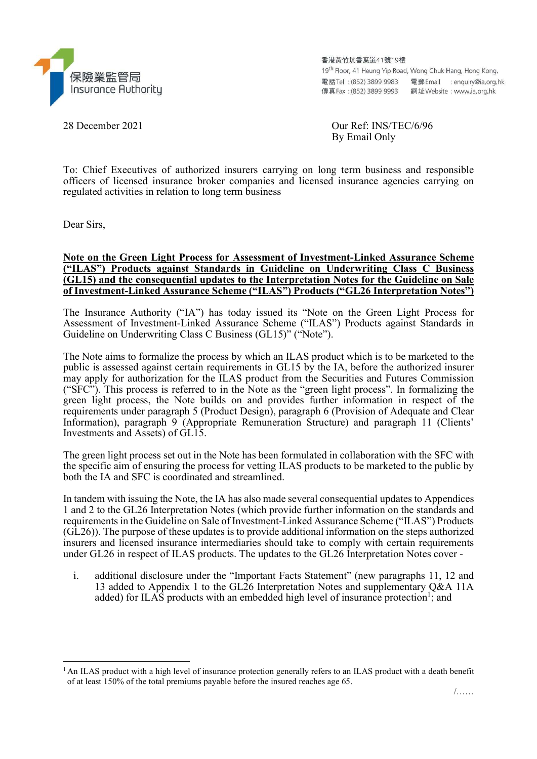保險業監管局
Insurance Authority

香港黃竹坑香葉道41號19樓
19th Floor, 41 Heung Yip Road, Wong Chuk Hang, Hong Kong.
電話Tel : (852) 3899 9983　電郵Email : enquiry@ia.org.hk
傳真Fax : (852) 3899 9993　網址Website : www.ia.org.hk

28 December 2021

Our Ref: INS/TEC/6/96
By Email Only

To: Chief Executives of authorized insurers carrying on long term business and responsible officers of licensed insurance broker companies and licensed insurance agencies carrying on regulated activities in relation to long term business

Dear Sirs,

**Note on the Green Light Process for Assessment of Investment-Linked Assurance Scheme ("ILAS") Products against Standards in Guideline on Underwriting Class C Business (GL15) and the consequential updates to the Interpretation Notes for the Guideline on Sale of Investment-Linked Assurance Scheme ("ILAS") Products ("GL26 Interpretation Notes")**

The Insurance Authority ("IA") has today issued its "Note on the Green Light Process for Assessment of Investment-Linked Assurance Scheme ("ILAS") Products against Standards in Guideline on Underwriting Class C Business (GL15)" ("Note").

The Note aims to formalize the process by which an ILAS product which is to be marketed to the public is assessed against certain requirements in GL15 by the IA, before the authorized insurer may apply for authorization for the ILAS product from the Securities and Futures Commission ("SFC"). This process is referred to in the Note as the "green light process". In formalizing the green light process, the Note builds on and provides further information in respect of the requirements under paragraph 5 (Product Design), paragraph 6 (Provision of Adequate and Clear Information), paragraph 9 (Appropriate Remuneration Structure) and paragraph 11 (Clients' Investments and Assets) of GL15.

The green light process set out in the Note has been formulated in collaboration with the SFC with the specific aim of ensuring the process for vetting ILAS products to be marketed to the public by both the IA and SFC is coordinated and streamlined.

In tandem with issuing the Note, the IA has also made several consequential updates to Appendices 1 and 2 to the GL26 Interpretation Notes (which provide further information on the standards and requirements in the Guideline on Sale of Investment-Linked Assurance Scheme ("ILAS") Products (GL26)). The purpose of these updates is to provide additional information on the steps authorized insurers and licensed insurance intermediaries should take to comply with certain requirements under GL26 in respect of ILAS products. The updates to the GL26 Interpretation Notes cover -

i. additional disclosure under the "Important Facts Statement" (new paragraphs 11, 12 and 13 added to Appendix 1 to the GL26 Interpretation Notes and supplementary Q&A 11A added) for ILAS products with an embedded high level of insurance protection[1]; and

[1] An ILAS product with a high level of insurance protection generally refers to an ILAS product with a death benefit of at least 150% of the total premiums payable before the insured reaches age 65.

/……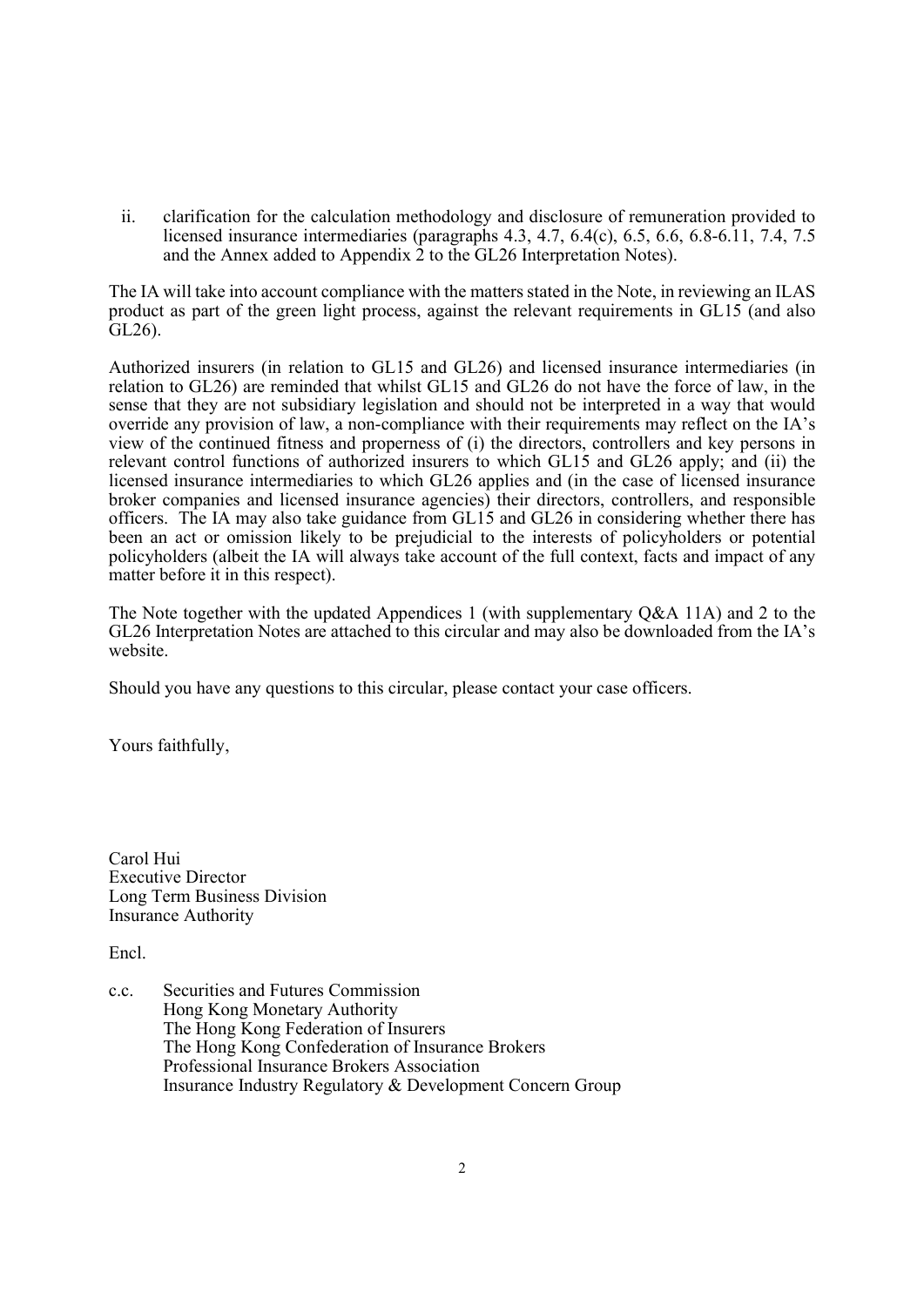ii. clarification for the calculation methodology and disclosure of remuneration provided to licensed insurance intermediaries (paragraphs 4.3, 4.7, 6.4(c), 6.5, 6.6, 6.8-6.11, 7.4, 7.5 and the Annex added to Appendix 2 to the GL26 Interpretation Notes).

The IA will take into account compliance with the matters stated in the Note, in reviewing an ILAS product as part of the green light process, against the relevant requirements in GL15 (and also GL26).

Authorized insurers (in relation to GL15 and GL26) and licensed insurance intermediaries (in relation to GL26) are reminded that whilst GL15 and GL26 do not have the force of law, in the sense that they are not subsidiary legislation and should not be interpreted in a way that would override any provision of law, a non-compliance with their requirements may reflect on the IA's view of the continued fitness and properness of (i) the directors, controllers and key persons in relevant control functions of authorized insurers to which GL15 and GL26 apply; and (ii) the licensed insurance intermediaries to which GL26 applies and (in the case of licensed insurance broker companies and licensed insurance agencies) their directors, controllers, and responsible officers. The IA may also take guidance from GL15 and GL26 in considering whether there has been an act or omission likely to be prejudicial to the interests of policyholders or potential policyholders (albeit the IA will always take account of the full context, facts and impact of any matter before it in this respect).

The Note together with the updated Appendices 1 (with supplementary Q&A 11A) and 2 to the GL26 Interpretation Notes are attached to this circular and may also be downloaded from the IA's website.

Should you have any questions to this circular, please contact your case officers.

Yours faithfully,

Carol Hui
Executive Director
Long Term Business Division
Insurance Authority

Encl.

c.c. Securities and Futures Commission
Hong Kong Monetary Authority
The Hong Kong Federation of Insurers
The Hong Kong Confederation of Insurance Brokers
Professional Insurance Brokers Association
Insurance Industry Regulatory & Development Concern Group